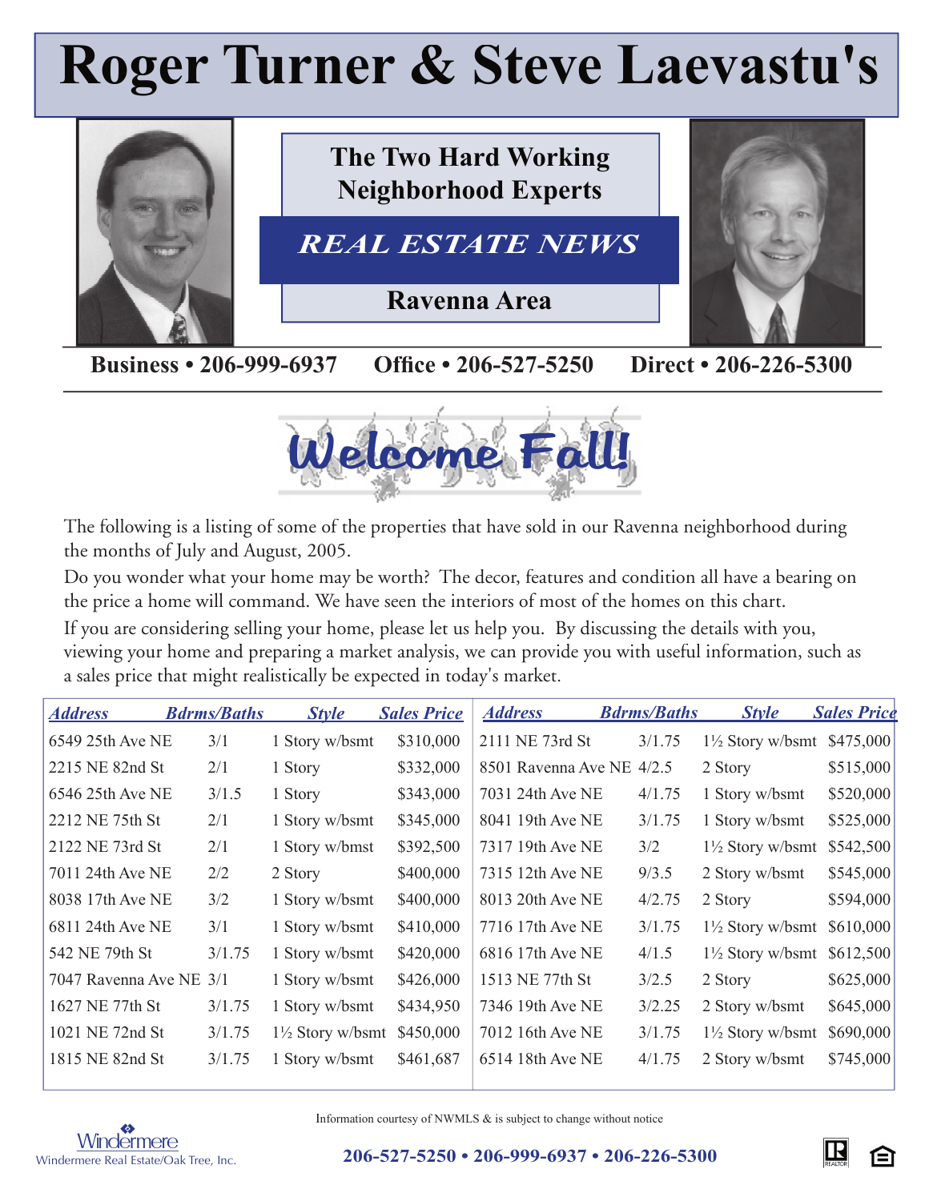# Roger Turner & Steve Laevastu's

## The Two Hard Working Neighborhood Experts

## *REAL ESTATE NEWS*

### Ravenna Area

**Business • 206-999-6937 Office • 206-527-5250 Direct • 206-226-5300**

## *Welcome Fall!*

The following is a listing of some of the properties that have sold in our Ravenna neighborhood during the months of July and August, 2005.

Do you wonder what your home may be worth? The decor, features and condition all have a bearing on the price a home will command. We have seen the interiors of most of the homes on this chart.

If you are considering selling your home, please let us help you. By discussing the details with you, viewing your home and preparing a market analysis, we can provide you with useful information, such as a sales price that might realistically be expected in today's market.

| Address | Bdrms/Baths | Style | Sales Price |
|---|---|---|---|
| 6549 25th Ave NE | 3/1 | 1 Story w/bsmt | $310,000 |
| 2215 NE 82nd St | 2/1 | 1 Story | $332,000 |
| 6546 25th Ave NE | 3/1.5 | 1 Story | $343,000 |
| 2212 NE 75th St | 2/1 | 1 Story w/bsmt | $345,000 |
| 2122 NE 73rd St | 2/1 | 1 Story w/bmst | $392,500 |
| 7011 24th Ave NE | 2/2 | 2 Story | $400,000 |
| 8038 17th Ave NE | 3/2 | 1 Story w/bsmt | $400,000 |
| 6811 24th Ave NE | 3/1 | 1 Story w/bsmt | $410,000 |
| 542 NE 79th St | 3/1.75 | 1 Story w/bsmt | $420,000 |
| 7047 Ravenna Ave NE | 3/1 | 1 Story w/bsmt | $426,000 |
| 1627 NE 77th St | 3/1.75 | 1 Story w/bsmt | $434,950 |
| 1021 NE 72nd St | 3/1.75 | 1½ Story w/bsmt | $450,000 |
| 1815 NE 82nd St | 3/1.75 | 1 Story w/bsmt | $461,687 |
| 2111 NE 73rd St | 3/1.75 | 1½ Story w/bsmt | $475,000 |
| 8501 Ravenna Ave NE | 4/2.5 | 2 Story | $515,000 |
| 7031 24th Ave NE | 4/1.75 | 1 Story w/bsmt | $520,000 |
| 8041 19th Ave NE | 3/1.75 | 1 Story w/bsmt | $525,000 |
| 7317 19th Ave NE | 3/2 | 1½ Story w/bsmt | $542,500 |
| 7315 12th Ave NE | 9/3.5 | 2 Story w/bsmt | $545,000 |
| 8013 20th Ave NE | 4/2.75 | 2 Story | $594,000 |
| 7716 17th Ave NE | 3/1.75 | 1½ Story w/bsmt | $610,000 |
| 6816 17th Ave NE | 4/1.5 | 1½ Story w/bsmt | $612,500 |
| 1513 NE 77th St | 3/2.5 | 2 Story | $625,000 |
| 7346 19th Ave NE | 3/2.25 | 2 Story w/bsmt | $645,000 |
| 7012 16th Ave NE | 3/1.75 | 1½ Story w/bsmt | $690,000 |
| 6514 18th Ave NE | 4/1.75 | 2 Story w/bsmt | $745,000 |

Information courtesy of NWMLS & is subject to change without notice

Windermere
Windermere Real Estate/Oak Tree, Inc.

**206-527-5250 • 206-999-6937 • 206-226-5300**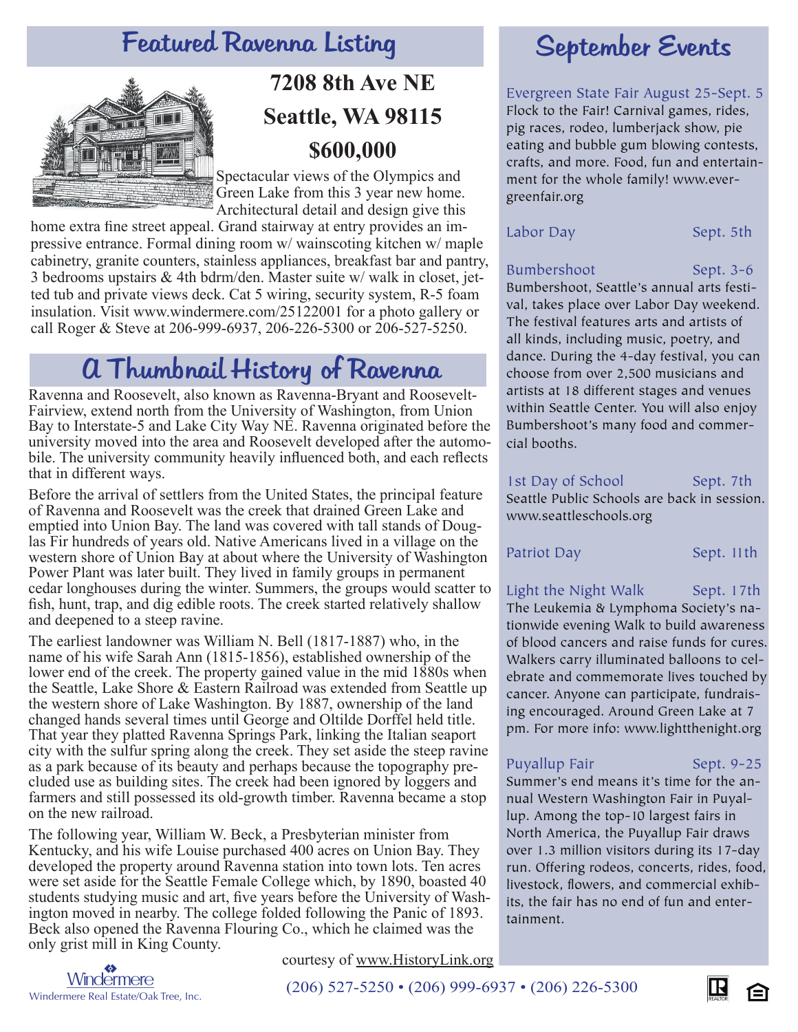# Featured Ravenna Listing

## 7208 8th Ave NE
## Seattle, WA 98115
## $600,000

Spectacular views of the Olympics and Green Lake from this 3 year new home. Architectural detail and design give this home extra fine street appeal. Grand stairway at entry provides an impressive entrance. Formal dining room w/ wainscoting kitchen w/ maple cabinetry, granite counters, stainless appliances, breakfast bar and pantry, 3 bedrooms upstairs & 4th bdrm/den. Master suite w/ walk in closet, jetted tub and private views deck. Cat 5 wiring, security system, R-5 foam insulation. Visit www.windermere.com/25122001 for a photo gallery or call Roger & Steve at 206-999-6937, 206-226-5300 or 206-527-5250.

# A Thumbnail History of Ravenna

Ravenna and Roosevelt, also known as Ravenna-Bryant and Roosevelt-Fairview, extend north from the University of Washington, from Union Bay to Interstate-5 and Lake City Way NE. Ravenna originated before the university moved into the area and Roosevelt developed after the automobile. The university community heavily influenced both, and each reflects that in different ways.

Before the arrival of settlers from the United States, the principal feature of Ravenna and Roosevelt was the creek that drained Green Lake and emptied into Union Bay. The land was covered with tall stands of Douglas Fir hundreds of years old. Native Americans lived in a village on the western shore of Union Bay at about where the University of Washington Power Plant was later built. They lived in family groups in permanent cedar longhouses during the winter. Summers, the groups would scatter to fish, hunt, trap, and dig edible roots. The creek started relatively shallow and deepened to a steep ravine.

The earliest landowner was William N. Bell (1817-1887) who, in the name of his wife Sarah Ann (1815-1856), established ownership of the lower end of the creek. The property gained value in the mid 1880s when the Seattle, Lake Shore & Eastern Railroad was extended from Seattle up the western shore of Lake Washington. By 1887, ownership of the land changed hands several times until George and Oltilde Dorffel held title. That year they platted Ravenna Springs Park, linking the Italian seaport city with the sulfur spring along the creek. They set aside the steep ravine as a park because of its beauty and perhaps because the topography precluded use as building sites. The creek had been ignored by loggers and farmers and still possessed its old-growth timber. Ravenna became a stop on the new railroad.

The following year, William W. Beck, a Presbyterian minister from Kentucky, and his wife Louise purchased 400 acres on Union Bay. They developed the property around Ravenna station into town lots. Ten acres were set aside for the Seattle Female College which, by 1890, boasted 40 students studying music and art, five years before the University of Washington moved in nearby. The college folded following the Panic of 1893. Beck also opened the Ravenna Flouring Co., which he claimed was the only grist mill in King County.

courtesy of www.HistoryLink.org

# September Events

**Evergreen State Fair August 25-Sept. 5**
Flock to the Fair! Carnival games, rides, pig races, rodeo, lumberjack show, pie eating and bubble gum blowing contests, crafts, and more. Food, fun and entertainment for the whole family! www.evergreenfair.org

**Labor Day** — Sept. 5th

**Bumbershoot** — Sept. 3-6
Bumbershoot, Seattle's annual arts festival, takes place over Labor Day weekend. The festival features arts and artists of all kinds, including music, poetry, and dance. During the 4-day festival, you can choose from over 2,500 musicians and artists at 18 different stages and venues within Seattle Center. You will also enjoy Bumbershoot's many food and commercial booths.

**1st Day of School** — Sept. 7th
Seattle Public Schools are back in session. www.seattleschools.org

**Patriot Day** — Sept. 11th

**Light the Night Walk** — Sept. 17th
The Leukemia & Lymphoma Society's nationwide evening Walk to build awareness of blood cancers and raise funds for cures. Walkers carry illuminated balloons to celebrate and commemorate lives touched by cancer. Anyone can participate, fundraising encouraged. Around Green Lake at 7 pm. For more info: www.lightthenight.org

**Puyallup Fair** — Sept. 9-25
Summer's end means it's time for the annual Western Washington Fair in Puyallup. Among the top-10 largest fairs in North America, the Puyallup Fair draws over 1.3 million visitors during its 17-day run. Offering rodeos, concerts, rides, food, livestock, flowers, and commercial exhibits, the fair has no end of fun and entertainment.

Windermere
Windermere Real Estate/Oak Tree, Inc.

(206) 527-5250 • (206) 999-6937 • (206) 226-5300